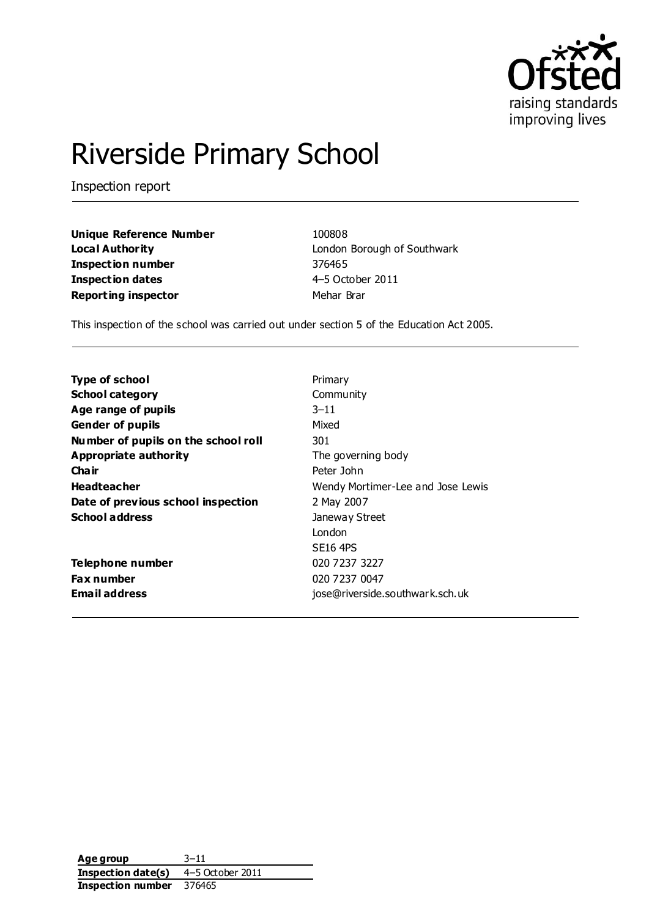Ofsted
raising standards
improving lives

# Riverside Primary School

Inspection report

| | |
|---|---|
| **Unique Reference Number** | 100808 |
| **Local Authority** | London Borough of Southwark |
| **Inspection number** | 376465 |
| **Inspection dates** | 4–5 October 2011 |
| **Reporting inspector** | Mehar Brar |

This inspection of the school was carried out under section 5 of the Education Act 2005.

| | |
|---|---|
| **Type of school** | Primary |
| **School category** | Community |
| **Age range of pupils** | 3–11 |
| **Gender of pupils** | Mixed |
| **Number of pupils on the school roll** | 301 |
| **Appropriate authority** | The governing body |
| **Chair** | Peter John |
| **Headteacher** | Wendy Mortimer-Lee and Jose Lewis |
| **Date of previous school inspection** | 2 May 2007 |
| **School address** | Janeway Street<br>London<br>SE16 4PS |
| **Telephone number** | 020 7237 3227 |
| **Fax number** | 020 7237 0047 |
| **Email address** | jose@riverside.southwark.sch.uk |

| | |
|---|---|
| **Age group** | 3–11 |
| **Inspection date(s)** | 4–5 October 2011 |
| **Inspection number** | 376465 |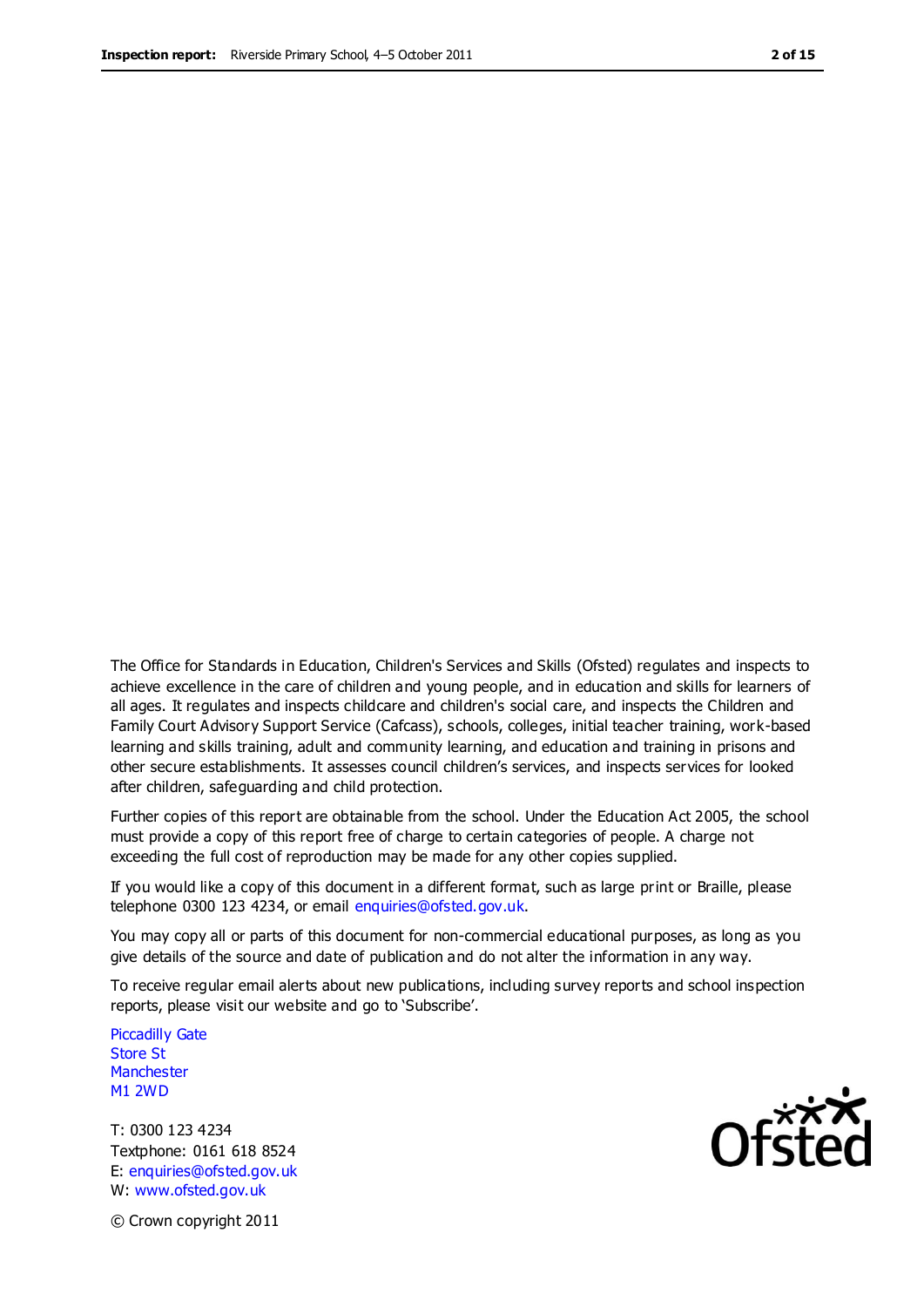The Office for Standards in Education, Children's Services and Skills (Ofsted) regulates and inspects to achieve excellence in the care of children and young people, and in education and skills for learners of all ages. It regulates and inspects childcare and children's social care, and inspects the Children and Family Court Advisory Support Service (Cafcass), schools, colleges, initial teacher training, work-based learning and skills training, adult and community learning, and education and training in prisons and other secure establishments. It assesses council children's services, and inspects services for looked after children, safeguarding and child protection.

Further copies of this report are obtainable from the school. Under the Education Act 2005, the school must provide a copy of this report free of charge to certain categories of people. A charge not exceeding the full cost of reproduction may be made for any other copies supplied.

If you would like a copy of this document in a different format, such as large print or Braille, please telephone 0300 123 4234, or email enquiries@ofsted.gov.uk.

You may copy all or parts of this document for non-commercial educational purposes, as long as you give details of the source and date of publication and do not alter the information in any way.

To receive regular email alerts about new publications, including survey reports and school inspection reports, please visit our website and go to 'Subscribe'.

Piccadilly Gate
Store St
Manchester
M1 2WD

T: 0300 123 4234
Textphone: 0161 618 8524
E: enquiries@ofsted.gov.uk
W: www.ofsted.gov.uk

© Crown copyright 2011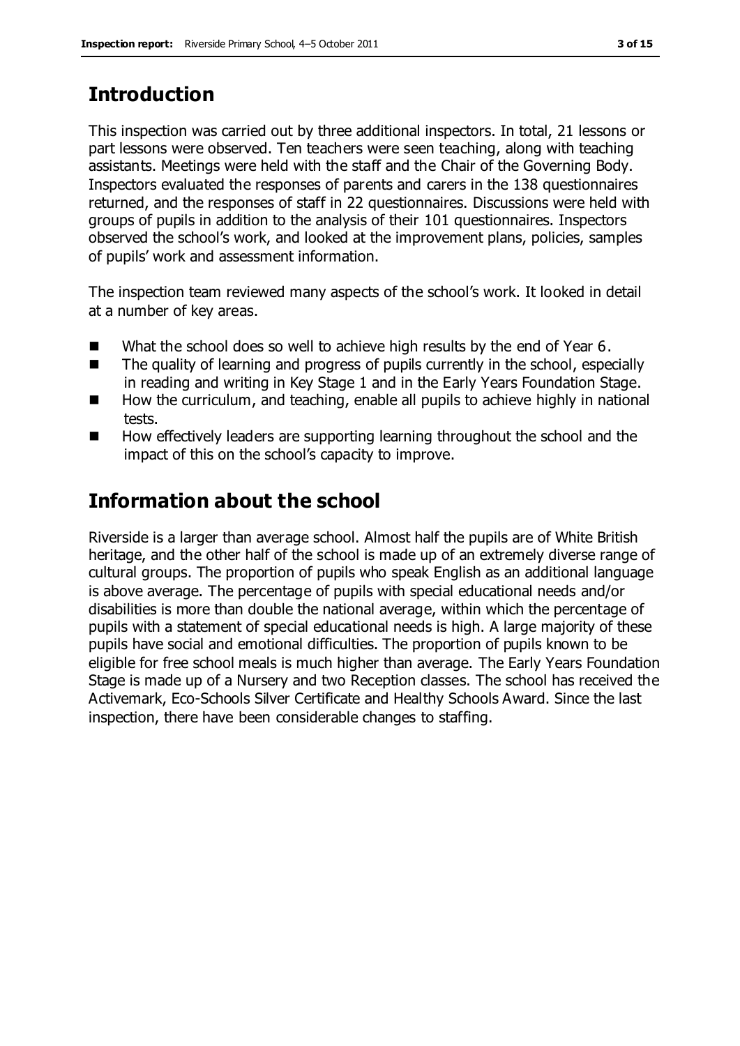## Introduction

This inspection was carried out by three additional inspectors. In total, 21 lessons or part lessons were observed. Ten teachers were seen teaching, along with teaching assistants. Meetings were held with the staff and the Chair of the Governing Body. Inspectors evaluated the responses of parents and carers in the 138 questionnaires returned, and the responses of staff in 22 questionnaires. Discussions were held with groups of pupils in addition to the analysis of their 101 questionnaires. Inspectors observed the school's work, and looked at the improvement plans, policies, samples of pupils' work and assessment information.

The inspection team reviewed many aspects of the school's work. It looked in detail at a number of key areas.

- What the school does so well to achieve high results by the end of Year 6.
- The quality of learning and progress of pupils currently in the school, especially in reading and writing in Key Stage 1 and in the Early Years Foundation Stage.
- How the curriculum, and teaching, enable all pupils to achieve highly in national tests.
- How effectively leaders are supporting learning throughout the school and the impact of this on the school's capacity to improve.

## Information about the school

Riverside is a larger than average school. Almost half the pupils are of White British heritage, and the other half of the school is made up of an extremely diverse range of cultural groups. The proportion of pupils who speak English as an additional language is above average. The percentage of pupils with special educational needs and/or disabilities is more than double the national average, within which the percentage of pupils with a statement of special educational needs is high. A large majority of these pupils have social and emotional difficulties. The proportion of pupils known to be eligible for free school meals is much higher than average. The Early Years Foundation Stage is made up of a Nursery and two Reception classes. The school has received the Activemark, Eco-Schools Silver Certificate and Healthy Schools Award. Since the last inspection, there have been considerable changes to staffing.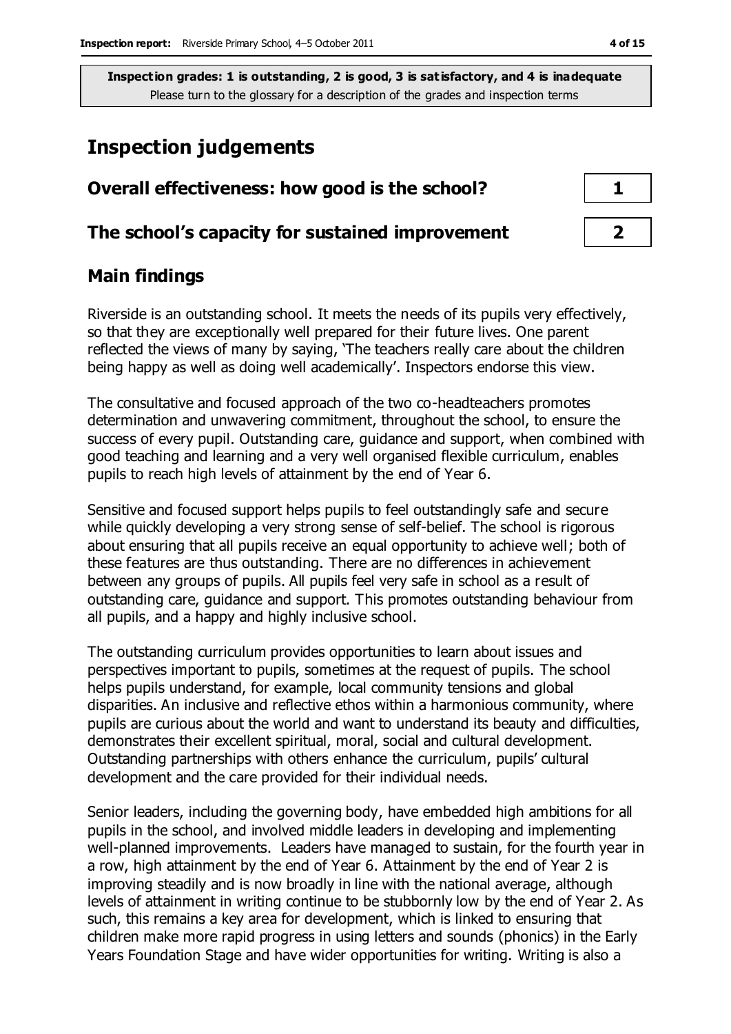**Inspection grades: 1 is outstanding, 2 is good, 3 is satisfactory, and 4 is inadequate**
Please turn to the glossary for a description of the grades and inspection terms

## Inspection judgements

| | |
|---|---|
| **Overall effectiveness: how good is the school?** | **1** |
| **The school's capacity for sustained improvement** | **2** |

### Main findings

Riverside is an outstanding school. It meets the needs of its pupils very effectively, so that they are exceptionally well prepared for their future lives. One parent reflected the views of many by saying, 'The teachers really care about the children being happy as well as doing well academically'. Inspectors endorse this view.

The consultative and focused approach of the two co-headteachers promotes determination and unwavering commitment, throughout the school, to ensure the success of every pupil. Outstanding care, guidance and support, when combined with good teaching and learning and a very well organised flexible curriculum, enables pupils to reach high levels of attainment by the end of Year 6.

Sensitive and focused support helps pupils to feel outstandingly safe and secure while quickly developing a very strong sense of self-belief. The school is rigorous about ensuring that all pupils receive an equal opportunity to achieve well; both of these features are thus outstanding. There are no differences in achievement between any groups of pupils. All pupils feel very safe in school as a result of outstanding care, guidance and support. This promotes outstanding behaviour from all pupils, and a happy and highly inclusive school.

The outstanding curriculum provides opportunities to learn about issues and perspectives important to pupils, sometimes at the request of pupils. The school helps pupils understand, for example, local community tensions and global disparities. An inclusive and reflective ethos within a harmonious community, where pupils are curious about the world and want to understand its beauty and difficulties, demonstrates their excellent spiritual, moral, social and cultural development. Outstanding partnerships with others enhance the curriculum, pupils' cultural development and the care provided for their individual needs.

Senior leaders, including the governing body, have embedded high ambitions for all pupils in the school, and involved middle leaders in developing and implementing well-planned improvements. Leaders have managed to sustain, for the fourth year in a row, high attainment by the end of Year 6. Attainment by the end of Year 2 is improving steadily and is now broadly in line with the national average, although levels of attainment in writing continue to be stubbornly low by the end of Year 2. As such, this remains a key area for development, which is linked to ensuring that children make more rapid progress in using letters and sounds (phonics) in the Early Years Foundation Stage and have wider opportunities for writing. Writing is also a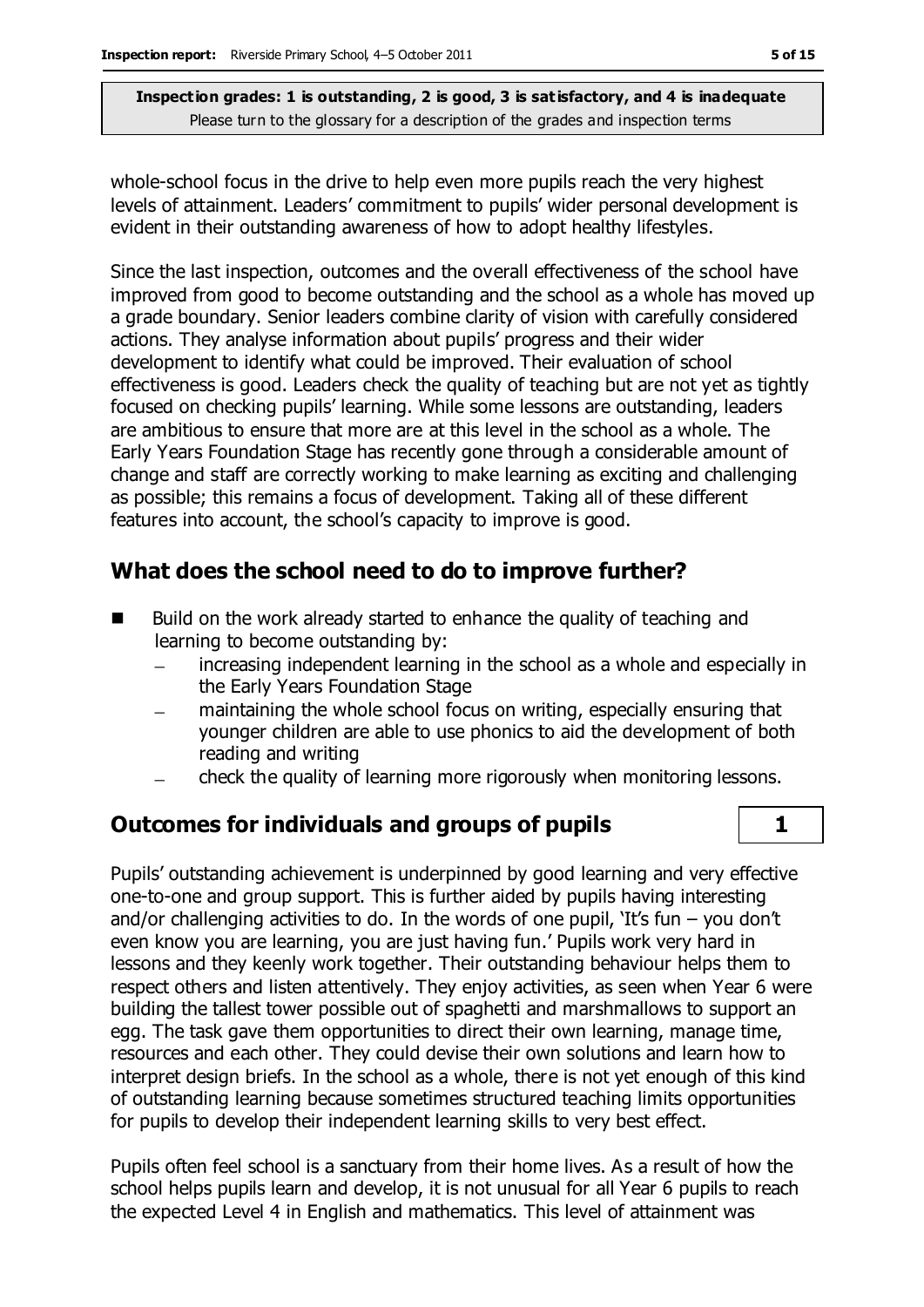**Inspection grades: 1 is outstanding, 2 is good, 3 is satisfactory, and 4 is inadequate**
Please turn to the glossary for a description of the grades and inspection terms

whole-school focus in the drive to help even more pupils reach the very highest levels of attainment. Leaders' commitment to pupils' wider personal development is evident in their outstanding awareness of how to adopt healthy lifestyles.

Since the last inspection, outcomes and the overall effectiveness of the school have improved from good to become outstanding and the school as a whole has moved up a grade boundary. Senior leaders combine clarity of vision with carefully considered actions. They analyse information about pupils' progress and their wider development to identify what could be improved. Their evaluation of school effectiveness is good. Leaders check the quality of teaching but are not yet as tightly focused on checking pupils' learning. While some lessons are outstanding, leaders are ambitious to ensure that more are at this level in the school as a whole. The Early Years Foundation Stage has recently gone through a considerable amount of change and staff are correctly working to make learning as exciting and challenging as possible; this remains a focus of development. Taking all of these different features into account, the school's capacity to improve is good.

## What does the school need to do to improve further?

- Build on the work already started to enhance the quality of teaching and learning to become outstanding by:
  - increasing independent learning in the school as a whole and especially in the Early Years Foundation Stage
  - maintaining the whole school focus on writing, especially ensuring that younger children are able to use phonics to aid the development of both reading and writing
  - check the quality of learning more rigorously when monitoring lessons.

## Outcomes for individuals and groups of pupils — 1

Pupils' outstanding achievement is underpinned by good learning and very effective one-to-one and group support. This is further aided by pupils having interesting and/or challenging activities to do. In the words of one pupil, 'It's fun – you don't even know you are learning, you are just having fun.' Pupils work very hard in lessons and they keenly work together. Their outstanding behaviour helps them to respect others and listen attentively. They enjoy activities, as seen when Year 6 were building the tallest tower possible out of spaghetti and marshmallows to support an egg. The task gave them opportunities to direct their own learning, manage time, resources and each other. They could devise their own solutions and learn how to interpret design briefs. In the school as a whole, there is not yet enough of this kind of outstanding learning because sometimes structured teaching limits opportunities for pupils to develop their independent learning skills to very best effect.

Pupils often feel school is a sanctuary from their home lives. As a result of how the school helps pupils learn and develop, it is not unusual for all Year 6 pupils to reach the expected Level 4 in English and mathematics. This level of attainment was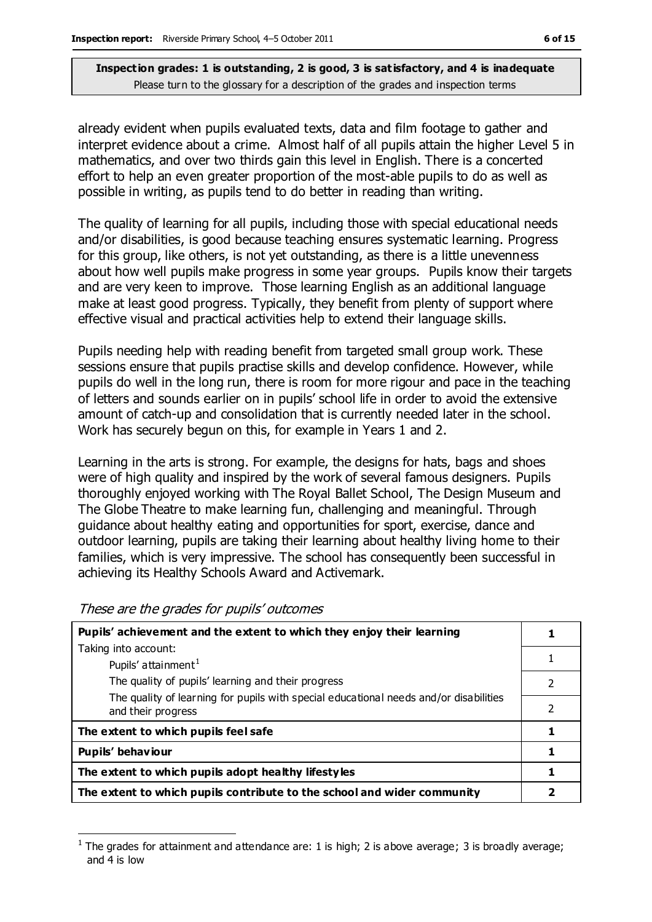already evident when pupils evaluated texts, data and film footage to gather and interpret evidence about a crime. Almost half of all pupils attain the higher Level 5 in mathematics, and over two thirds gain this level in English. There is a concerted effort to help an even greater proportion of the most-able pupils to do as well as possible in writing, as pupils tend to do better in reading than writing.

The quality of learning for all pupils, including those with special educational needs and/or disabilities, is good because teaching ensures systematic learning. Progress for this group, like others, is not yet outstanding, as there is a little unevenness about how well pupils make progress in some year groups. Pupils know their targets and are very keen to improve. Those learning English as an additional language make at least good progress. Typically, they benefit from plenty of support where effective visual and practical activities help to extend their language skills.

Pupils needing help with reading benefit from targeted small group work. These sessions ensure that pupils practise skills and develop confidence. However, while pupils do well in the long run, there is room for more rigour and pace in the teaching of letters and sounds earlier on in pupils' school life in order to avoid the extensive amount of catch-up and consolidation that is currently needed later in the school. Work has securely begun on this, for example in Years 1 and 2.

Learning in the arts is strong. For example, the designs for hats, bags and shoes were of high quality and inspired by the work of several famous designers. Pupils thoroughly enjoyed working with The Royal Ballet School, The Design Museum and The Globe Theatre to make learning fun, challenging and meaningful. Through guidance about healthy eating and opportunities for sport, exercise, dance and outdoor learning, pupils are taking their learning about healthy living home to their families, which is very impressive. The school has consequently been successful in achieving its Healthy Schools Award and Activemark.

*These are the grades for pupils' outcomes*

| | |
|---|---|
| **Pupils' achievement and the extent to which they enjoy their learning** | **1** |
| Taking into account: Pupils' attainment[1] | 1 |
| The quality of pupils' learning and their progress | 2 |
| The quality of learning for pupils with special educational needs and/or disabilities and their progress | 2 |
| **The extent to which pupils feel safe** | **1** |
| **Pupils' behaviour** | **1** |
| **The extent to which pupils adopt healthy lifestyles** | **1** |
| **The extent to which pupils contribute to the school and wider community** | **2** |

[1] The grades for attainment and attendance are: 1 is high; 2 is above average; 3 is broadly average; and 4 is low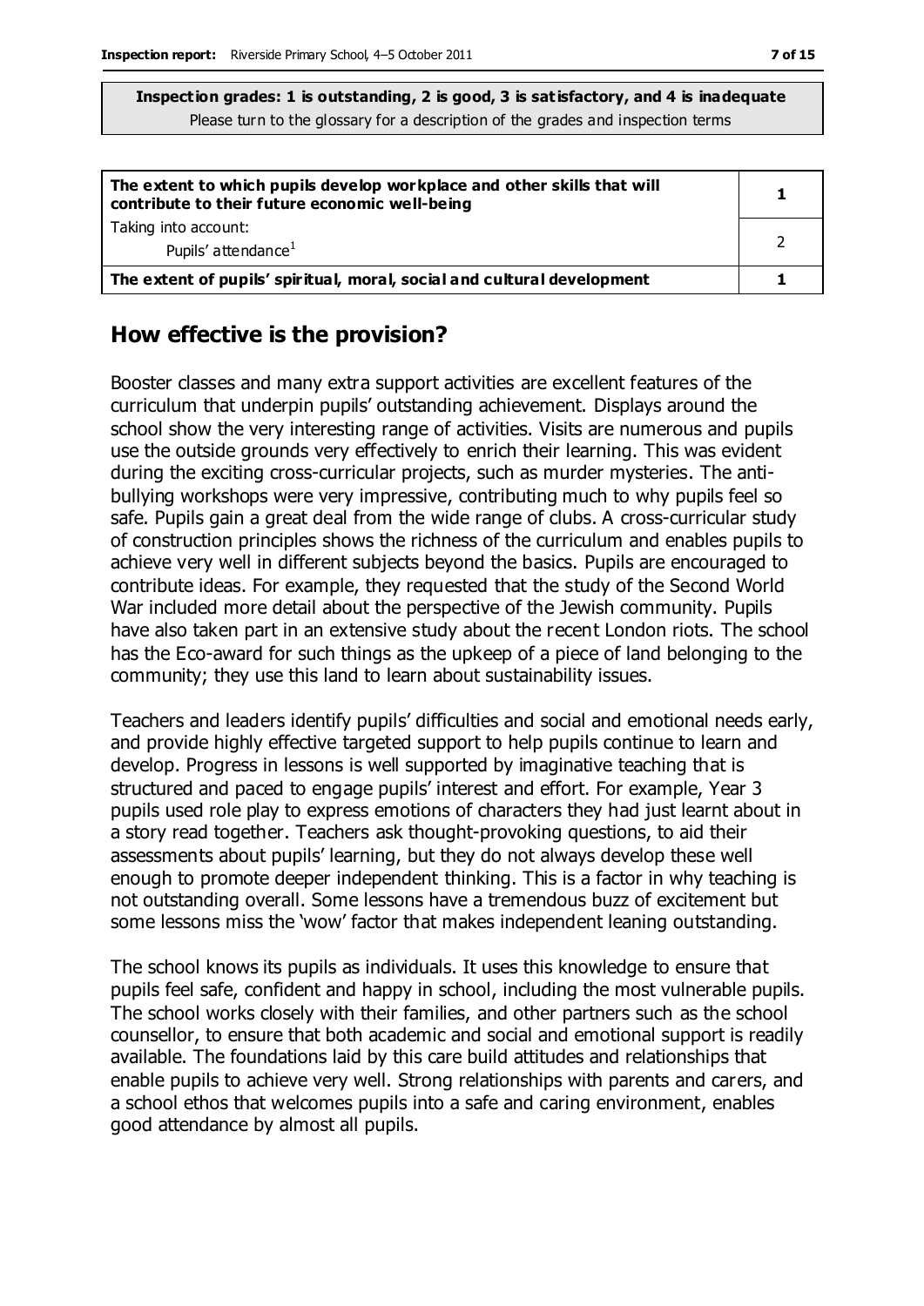**Inspection grades: 1 is outstanding, 2 is good, 3 is satisfactory, and 4 is inadequate**
Please turn to the glossary for a description of the grades and inspection terms

| | |
|---|---|
| **The extent to which pupils develop workplace and other skills that will contribute to their future economic well-being** | **1** |
| Taking into account:<br>Pupils' attendance[1] | 2 |
| **The extent of pupils' spiritual, moral, social and cultural development** | **1** |

## How effective is the provision?

Booster classes and many extra support activities are excellent features of the curriculum that underpin pupils' outstanding achievement. Displays around the school show the very interesting range of activities. Visits are numerous and pupils use the outside grounds very effectively to enrich their learning. This was evident during the exciting cross-curricular projects, such as murder mysteries. The anti-bullying workshops were very impressive, contributing much to why pupils feel so safe. Pupils gain a great deal from the wide range of clubs. A cross-curricular study of construction principles shows the richness of the curriculum and enables pupils to achieve very well in different subjects beyond the basics. Pupils are encouraged to contribute ideas. For example, they requested that the study of the Second World War included more detail about the perspective of the Jewish community. Pupils have also taken part in an extensive study about the recent London riots. The school has the Eco-award for such things as the upkeep of a piece of land belonging to the community; they use this land to learn about sustainability issues.

Teachers and leaders identify pupils' difficulties and social and emotional needs early, and provide highly effective targeted support to help pupils continue to learn and develop. Progress in lessons is well supported by imaginative teaching that is structured and paced to engage pupils' interest and effort. For example, Year 3 pupils used role play to express emotions of characters they had just learnt about in a story read together. Teachers ask thought-provoking questions, to aid their assessments about pupils' learning, but they do not always develop these well enough to promote deeper independent thinking. This is a factor in why teaching is not outstanding overall. Some lessons have a tremendous buzz of excitement but some lessons miss the 'wow' factor that makes independent leaning outstanding.

The school knows its pupils as individuals. It uses this knowledge to ensure that pupils feel safe, confident and happy in school, including the most vulnerable pupils. The school works closely with their families, and other partners such as the school counsellor, to ensure that both academic and social and emotional support is readily available. The foundations laid by this care build attitudes and relationships that enable pupils to achieve very well. Strong relationships with parents and carers, and a school ethos that welcomes pupils into a safe and caring environment, enables good attendance by almost all pupils.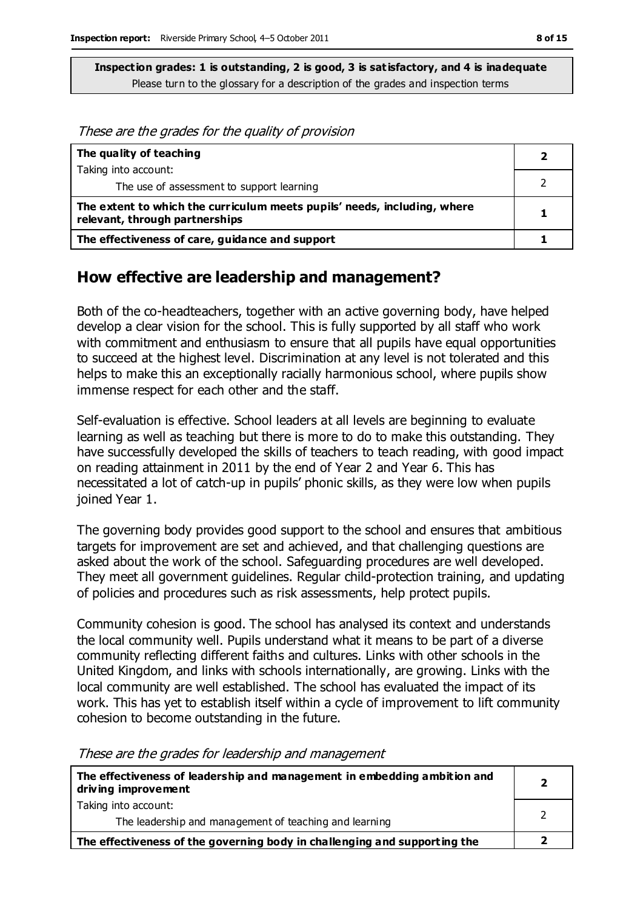**Inspection grades: 1 is outstanding, 2 is good, 3 is satisfactory, and 4 is inadequate**
Please turn to the glossary for a description of the grades and inspection terms

*These are the grades for the quality of provision*

| | |
|---|---|
| **The quality of teaching** | **2** |
| Taking into account: The use of assessment to support learning | 2 |
| **The extent to which the curriculum meets pupils' needs, including, where relevant, through partnerships** | **1** |
| **The effectiveness of care, guidance and support** | **1** |

## How effective are leadership and management?

Both of the co-headteachers, together with an active governing body, have helped develop a clear vision for the school. This is fully supported by all staff who work with commitment and enthusiasm to ensure that all pupils have equal opportunities to succeed at the highest level. Discrimination at any level is not tolerated and this helps to make this an exceptionally racially harmonious school, where pupils show immense respect for each other and the staff.

Self-evaluation is effective. School leaders at all levels are beginning to evaluate learning as well as teaching but there is more to do to make this outstanding. They have successfully developed the skills of teachers to teach reading, with good impact on reading attainment in 2011 by the end of Year 2 and Year 6. This has necessitated a lot of catch-up in pupils' phonic skills, as they were low when pupils joined Year 1.

The governing body provides good support to the school and ensures that ambitious targets for improvement are set and achieved, and that challenging questions are asked about the work of the school. Safeguarding procedures are well developed. They meet all government guidelines. Regular child-protection training, and updating of policies and procedures such as risk assessments, help protect pupils.

Community cohesion is good. The school has analysed its context and understands the local community well. Pupils understand what it means to be part of a diverse community reflecting different faiths and cultures. Links with other schools in the United Kingdom, and links with schools internationally, are growing. Links with the local community are well established. The school has evaluated the impact of its work. This has yet to establish itself within a cycle of improvement to lift community cohesion to become outstanding in the future.

*These are the grades for leadership and management*

| | |
|---|---|
| **The effectiveness of leadership and management in embedding ambition and driving improvement** | **2** |
| Taking into account: The leadership and management of teaching and learning | 2 |
| **The effectiveness of the governing body in challenging and supporting the** | **2** |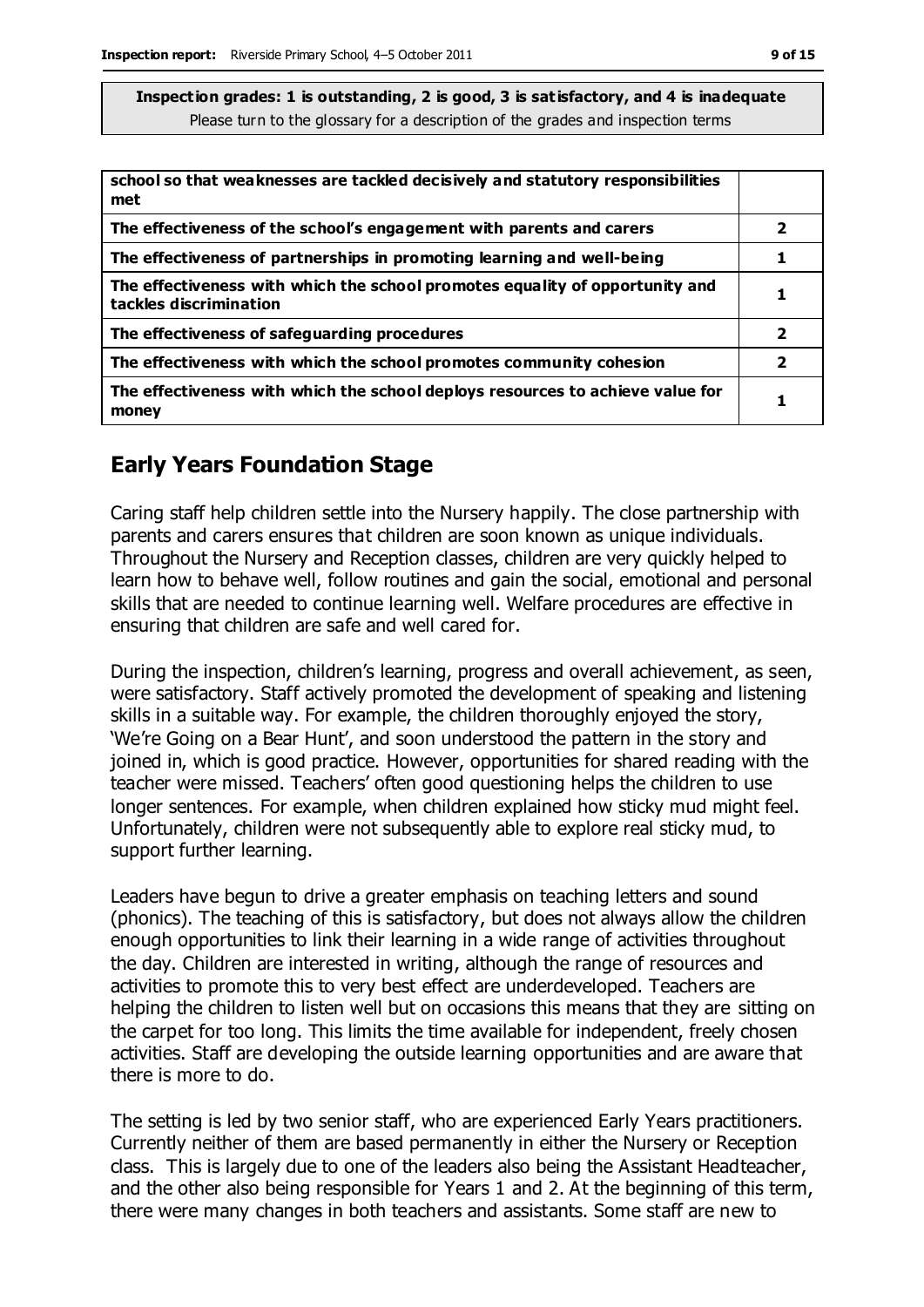**Inspection grades: 1 is outstanding, 2 is good, 3 is satisfactory, and 4 is inadequate**
Please turn to the glossary for a description of the grades and inspection terms

| | |
|---|---|
| **school so that weaknesses are tackled decisively and statutory responsibilities met** | |
| **The effectiveness of the school's engagement with parents and carers** | **2** |
| **The effectiveness of partnerships in promoting learning and well-being** | **1** |
| **The effectiveness with which the school promotes equality of opportunity and tackles discrimination** | **1** |
| **The effectiveness of safeguarding procedures** | **2** |
| **The effectiveness with which the school promotes community cohesion** | **2** |
| **The effectiveness with which the school deploys resources to achieve value for money** | **1** |

## Early Years Foundation Stage

Caring staff help children settle into the Nursery happily. The close partnership with parents and carers ensures that children are soon known as unique individuals. Throughout the Nursery and Reception classes, children are very quickly helped to learn how to behave well, follow routines and gain the social, emotional and personal skills that are needed to continue learning well. Welfare procedures are effective in ensuring that children are safe and well cared for.

During the inspection, children's learning, progress and overall achievement, as seen, were satisfactory. Staff actively promoted the development of speaking and listening skills in a suitable way. For example, the children thoroughly enjoyed the story, 'We're Going on a Bear Hunt', and soon understood the pattern in the story and joined in, which is good practice. However, opportunities for shared reading with the teacher were missed. Teachers' often good questioning helps the children to use longer sentences. For example, when children explained how sticky mud might feel. Unfortunately, children were not subsequently able to explore real sticky mud, to support further learning.

Leaders have begun to drive a greater emphasis on teaching letters and sound (phonics). The teaching of this is satisfactory, but does not always allow the children enough opportunities to link their learning in a wide range of activities throughout the day. Children are interested in writing, although the range of resources and activities to promote this to very best effect are underdeveloped. Teachers are helping the children to listen well but on occasions this means that they are sitting on the carpet for too long. This limits the time available for independent, freely chosen activities. Staff are developing the outside learning opportunities and are aware that there is more to do.

The setting is led by two senior staff, who are experienced Early Years practitioners. Currently neither of them are based permanently in either the Nursery or Reception class. This is largely due to one of the leaders also being the Assistant Headteacher, and the other also being responsible for Years 1 and 2. At the beginning of this term, there were many changes in both teachers and assistants. Some staff are new to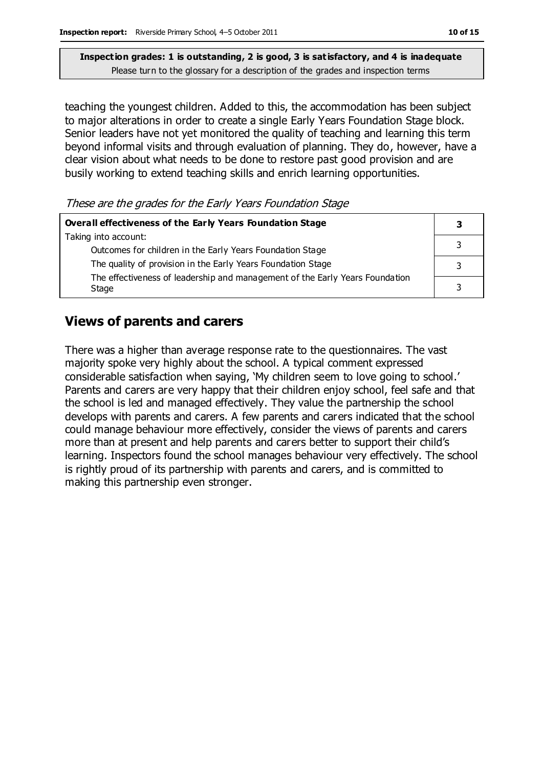**Inspection grades: 1 is outstanding, 2 is good, 3 is satisfactory, and 4 is inadequate**
Please turn to the glossary for a description of the grades and inspection terms

teaching the youngest children. Added to this, the accommodation has been subject to major alterations in order to create a single Early Years Foundation Stage block. Senior leaders have not yet monitored the quality of teaching and learning this term beyond informal visits and through evaluation of planning. They do, however, have a clear vision about what needs to be done to restore past good provision and are busily working to extend teaching skills and enrich learning opportunities.

*These are the grades for the Early Years Foundation Stage*

| | |
|---|---|
| **Overall effectiveness of the Early Years Foundation Stage** | **3** |
| Taking into account:<br>Outcomes for children in the Early Years Foundation Stage | 3 |
| The quality of provision in the Early Years Foundation Stage | 3 |
| The effectiveness of leadership and management of the Early Years Foundation Stage | 3 |

## Views of parents and carers

There was a higher than average response rate to the questionnaires. The vast majority spoke very highly about the school. A typical comment expressed considerable satisfaction when saying, 'My children seem to love going to school.' Parents and carers are very happy that their children enjoy school, feel safe and that the school is led and managed effectively. They value the partnership the school develops with parents and carers. A few parents and carers indicated that the school could manage behaviour more effectively, consider the views of parents and carers more than at present and help parents and carers better to support their child's learning. Inspectors found the school manages behaviour very effectively. The school is rightly proud of its partnership with parents and carers, and is committed to making this partnership even stronger.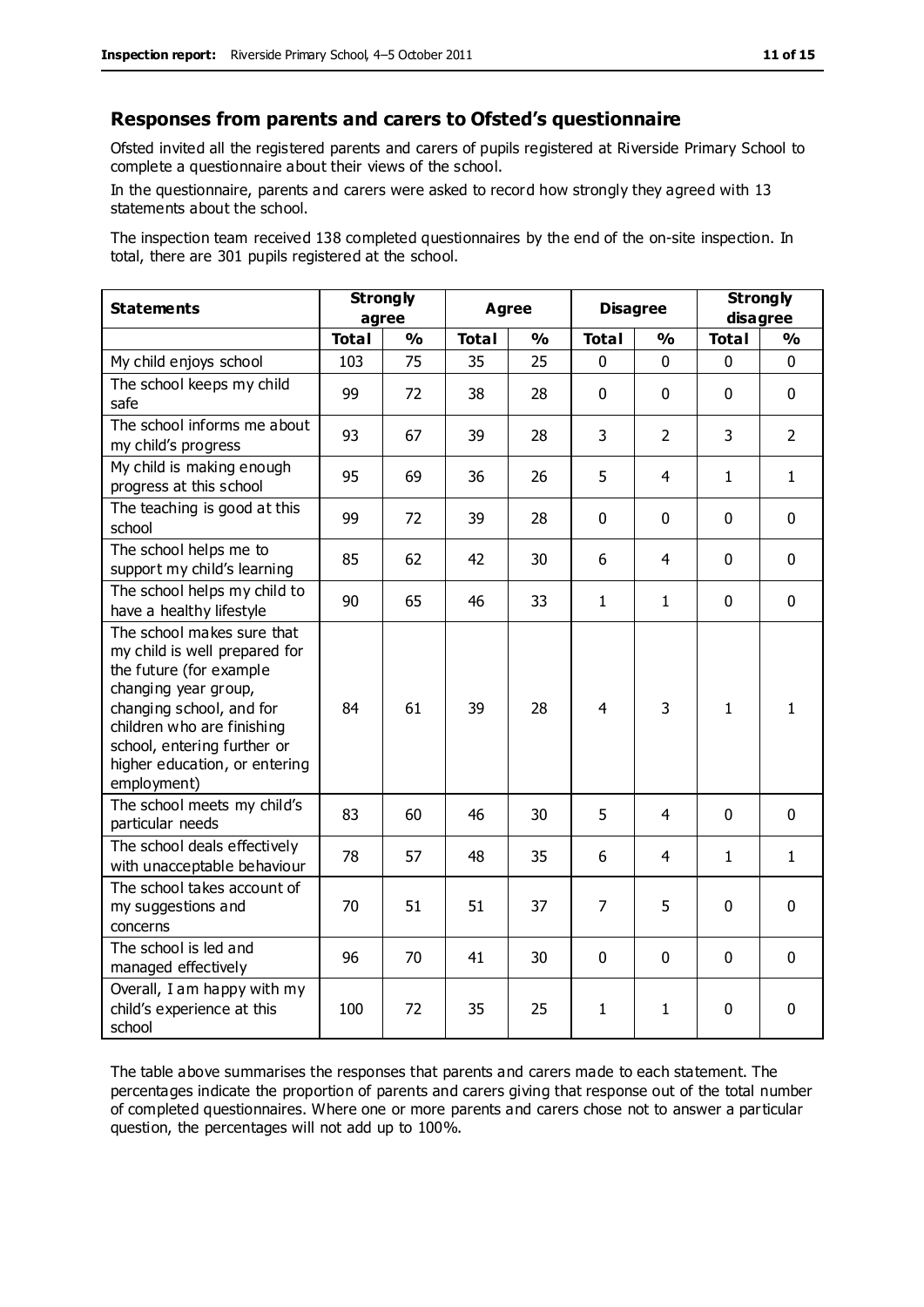## Responses from parents and carers to Ofsted's questionnaire

Ofsted invited all the registered parents and carers of pupils registered at Riverside Primary School to complete a questionnaire about their views of the school.

In the questionnaire, parents and carers were asked to record how strongly they agreed with 13 statements about the school.

The inspection team received 138 completed questionnaires by the end of the on-site inspection. In total, there are 301 pupils registered at the school.

| Statements | Strongly agree | | Agree | | Disagree | | Strongly disagree | |
|---|---|---|---|---|---|---|---|---|
| | Total | % | Total | % | Total | % | Total | % |
| My child enjoys school | 103 | 75 | 35 | 25 | 0 | 0 | 0 | 0 |
| The school keeps my child safe | 99 | 72 | 38 | 28 | 0 | 0 | 0 | 0 |
| The school informs me about my child's progress | 93 | 67 | 39 | 28 | 3 | 2 | 3 | 2 |
| My child is making enough progress at this school | 95 | 69 | 36 | 26 | 5 | 4 | 1 | 1 |
| The teaching is good at this school | 99 | 72 | 39 | 28 | 0 | 0 | 0 | 0 |
| The school helps me to support my child's learning | 85 | 62 | 42 | 30 | 6 | 4 | 0 | 0 |
| The school helps my child to have a healthy lifestyle | 90 | 65 | 46 | 33 | 1 | 1 | 0 | 0 |
| The school makes sure that my child is well prepared for the future (for example changing year group, changing school, and for children who are finishing school, entering further or higher education, or entering employment) | 84 | 61 | 39 | 28 | 4 | 3 | 1 | 1 |
| The school meets my child's particular needs | 83 | 60 | 46 | 30 | 5 | 4 | 0 | 0 |
| The school deals effectively with unacceptable behaviour | 78 | 57 | 48 | 35 | 6 | 4 | 1 | 1 |
| The school takes account of my suggestions and concerns | 70 | 51 | 51 | 37 | 7 | 5 | 0 | 0 |
| The school is led and managed effectively | 96 | 70 | 41 | 30 | 0 | 0 | 0 | 0 |
| Overall, I am happy with my child's experience at this school | 100 | 72 | 35 | 25 | 1 | 1 | 0 | 0 |

The table above summarises the responses that parents and carers made to each statement. The percentages indicate the proportion of parents and carers giving that response out of the total number of completed questionnaires. Where one or more parents and carers chose not to answer a particular question, the percentages will not add up to 100%.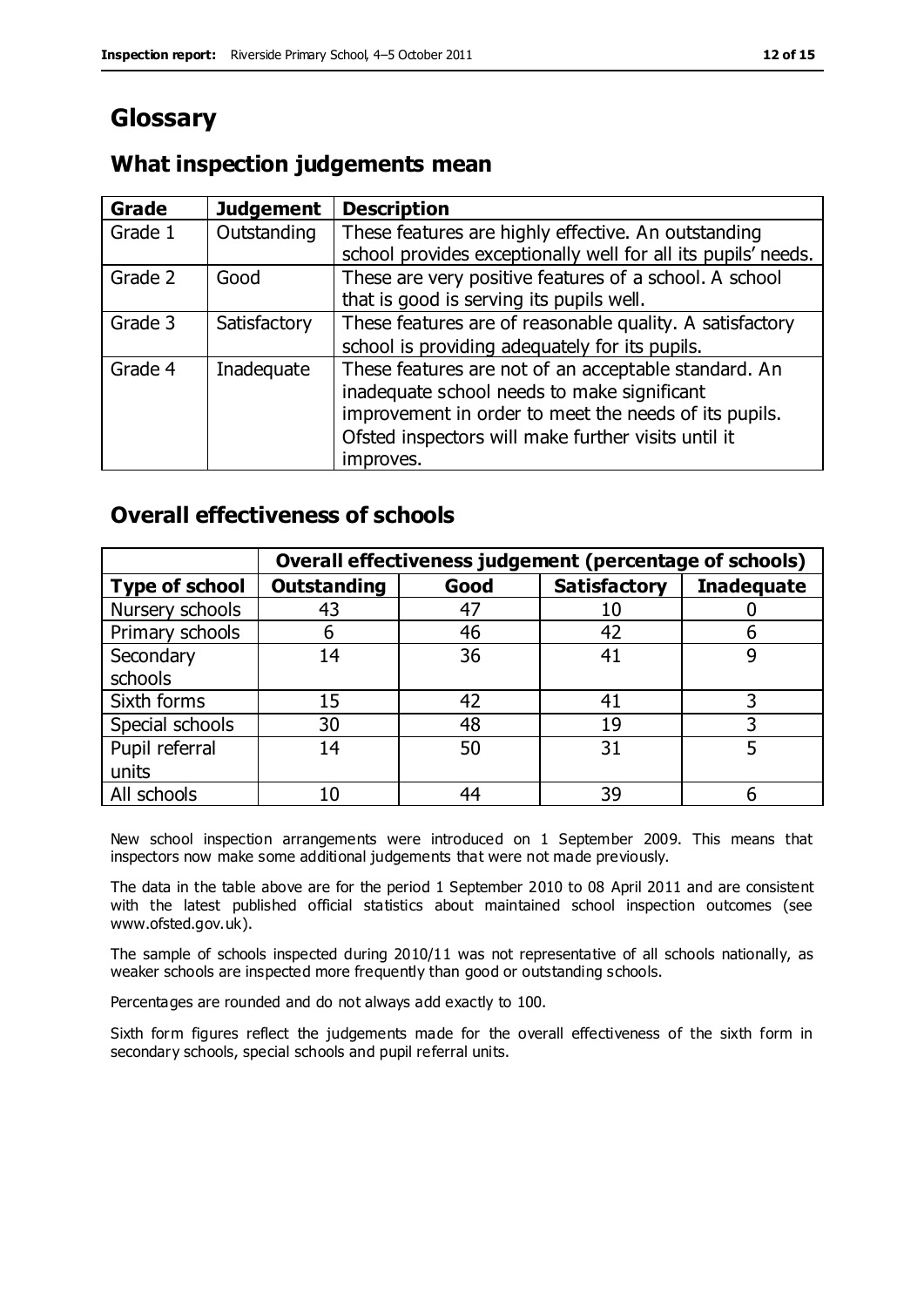# Glossary

## What inspection judgements mean

| Grade | Judgement | Description |
|---|---|---|
| Grade 1 | Outstanding | These features are highly effective. An outstanding school provides exceptionally well for all its pupils' needs. |
| Grade 2 | Good | These are very positive features of a school. A school that is good is serving its pupils well. |
| Grade 3 | Satisfactory | These features are of reasonable quality. A satisfactory school is providing adequately for its pupils. |
| Grade 4 | Inadequate | These features are not of an acceptable standard. An inadequate school needs to make significant improvement in order to meet the needs of its pupils. Ofsted inspectors will make further visits until it improves. |

## Overall effectiveness of schools

| | Overall effectiveness judgement (percentage of schools) | | | |
|---|---|---|---|---|
| **Type of school** | **Outstanding** | **Good** | **Satisfactory** | **Inadequate** |
| Nursery schools | 43 | 47 | 10 | 0 |
| Primary schools | 6 | 46 | 42 | 6 |
| Secondary schools | 14 | 36 | 41 | 9 |
| Sixth forms | 15 | 42 | 41 | 3 |
| Special schools | 30 | 48 | 19 | 3 |
| Pupil referral units | 14 | 50 | 31 | 5 |
| All schools | 10 | 44 | 39 | 6 |

New school inspection arrangements were introduced on 1 September 2009. This means that inspectors now make some additional judgements that were not made previously.

The data in the table above are for the period 1 September 2010 to 08 April 2011 and are consistent with the latest published official statistics about maintained school inspection outcomes (see www.ofsted.gov.uk).

The sample of schools inspected during 2010/11 was not representative of all schools nationally, as weaker schools are inspected more frequently than good or outstanding schools.

Percentages are rounded and do not always add exactly to 100.

Sixth form figures reflect the judgements made for the overall effectiveness of the sixth form in secondary schools, special schools and pupil referral units.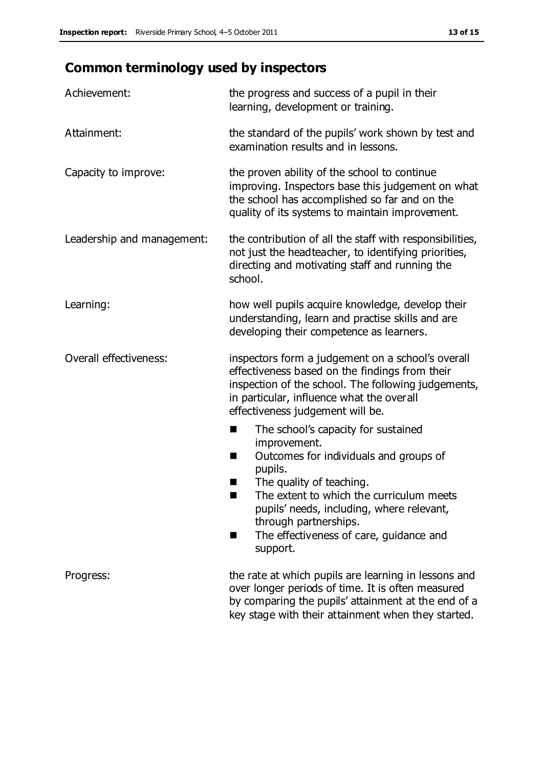## Common terminology used by inspectors

| | |
|---|---|
| Achievement: | the progress and success of a pupil in their learning, development or training. |
| Attainment: | the standard of the pupils' work shown by test and examination results and in lessons. |
| Capacity to improve: | the proven ability of the school to continue improving. Inspectors base this judgement on what the school has accomplished so far and on the quality of its systems to maintain improvement. |
| Leadership and management: | the contribution of all the staff with responsibilities, not just the headteacher, to identifying priorities, directing and motivating staff and running the school. |
| Learning: | how well pupils acquire knowledge, develop their understanding, learn and practise skills and are developing their competence as learners. |
| Overall effectiveness: | inspectors form a judgement on a school's overall effectiveness based on the findings from their inspection of the school. The following judgements, in particular, influence what the overall effectiveness judgement will be.<br>■ The school's capacity for sustained improvement.<br>■ Outcomes for individuals and groups of pupils.<br>■ The quality of teaching.<br>■ The extent to which the curriculum meets pupils' needs, including, where relevant, through partnerships.<br>■ The effectiveness of care, guidance and support. |
| Progress: | the rate at which pupils are learning in lessons and over longer periods of time. It is often measured by comparing the pupils' attainment at the end of a key stage with their attainment when they started. |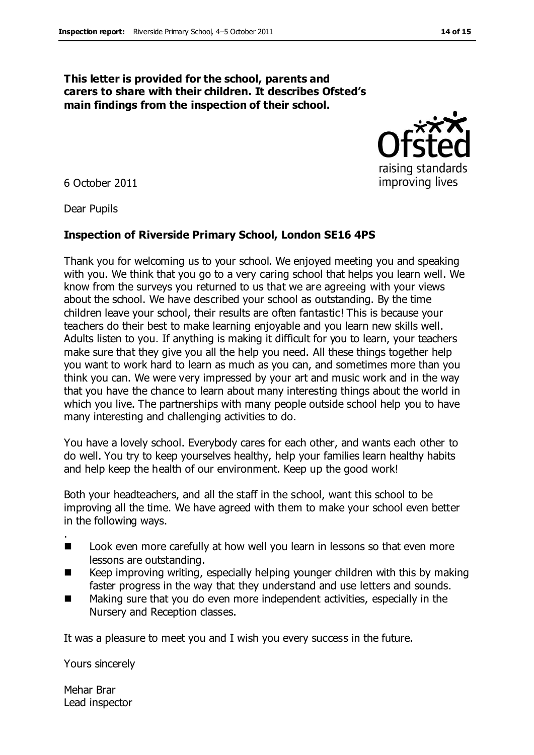**This letter is provided for the school, parents and carers to share with their children. It describes Ofsted's main findings from the inspection of their school.**

6 October 2011

Dear Pupils

**Inspection of Riverside Primary School, London SE16 4PS**

Thank you for welcoming us to your school. We enjoyed meeting you and speaking with you. We think that you go to a very caring school that helps you learn well. We know from the surveys you returned to us that we are agreeing with your views about the school. We have described your school as outstanding. By the time children leave your school, their results are often fantastic! This is because your teachers do their best to make learning enjoyable and you learn new skills well. Adults listen to you. If anything is making it difficult for you to learn, your teachers make sure that they give you all the help you need. All these things together help you want to work hard to learn as much as you can, and sometimes more than you think you can. We were very impressed by your art and music work and in the way that you have the chance to learn about many interesting things about the world in which you live. The partnerships with many people outside school help you to have many interesting and challenging activities to do.

You have a lovely school. Everybody cares for each other, and wants each other to do well. You try to keep yourselves healthy, help your families learn healthy habits and help keep the health of our environment. Keep up the good work!

Both your headteachers, and all the staff in the school, want this school to be improving all the time. We have agreed with them to make your school even better in the following ways.

- Look even more carefully at how well you learn in lessons so that even more lessons are outstanding.
- Keep improving writing, especially helping younger children with this by making faster progress in the way that they understand and use letters and sounds.
- Making sure that you do even more independent activities, especially in the Nursery and Reception classes.

It was a pleasure to meet you and I wish you every success in the future.

Yours sincerely

Mehar Brar
Lead inspector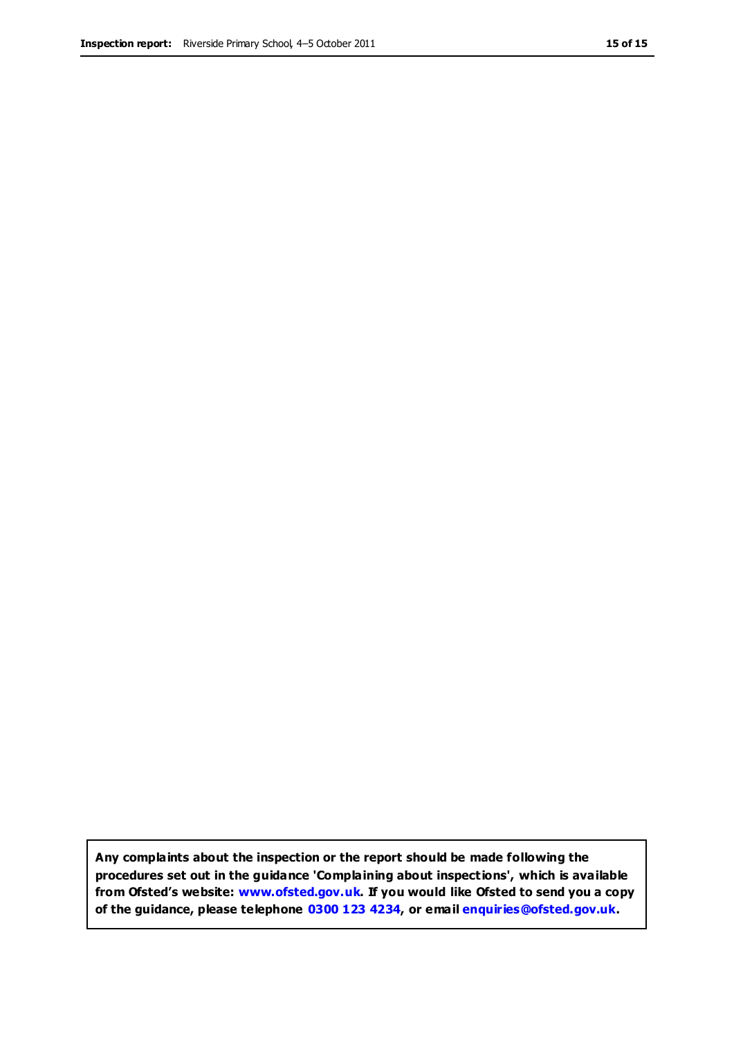**Any complaints about the inspection or the report should be made following the procedures set out in the guidance 'Complaining about inspections', which is available from Ofsted's website: www.ofsted.gov.uk. If you would like Ofsted to send you a copy of the guidance, please telephone 0300 123 4234, or email enquiries@ofsted.gov.uk.**